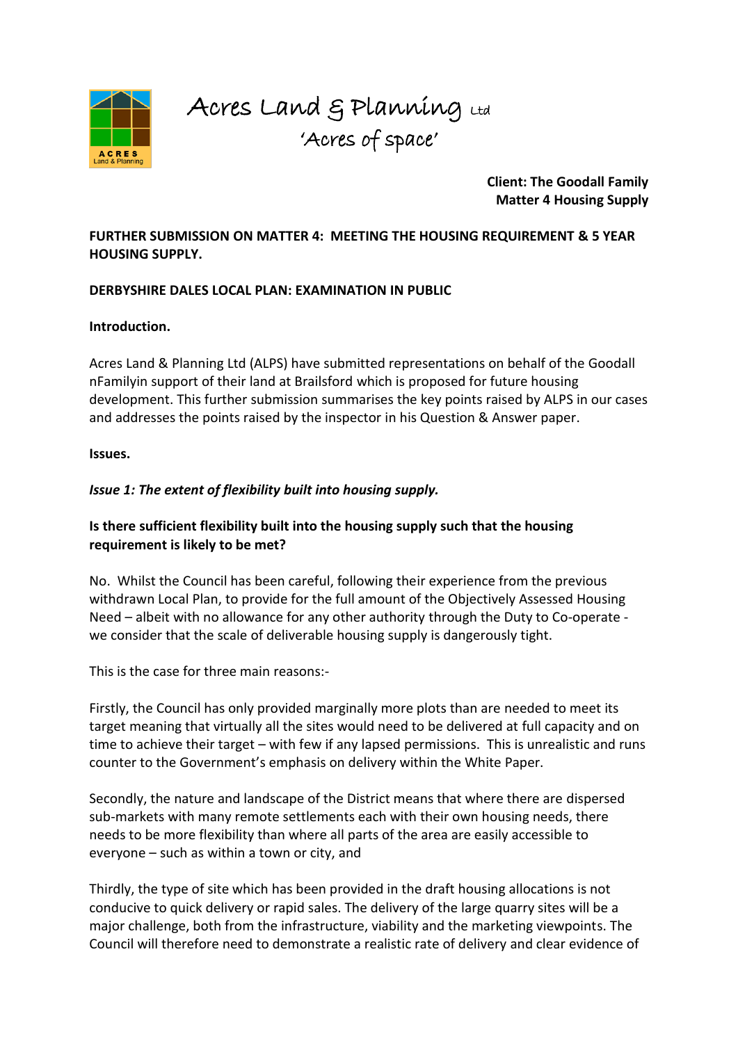Acres Land & Planning Ltd
'Acres of space'

**Client: The Goodall Family**
**Matter 4 Housing Supply**

**FURTHER SUBMISSION ON MATTER 4: MEETING THE HOUSING REQUIREMENT & 5 YEAR HOUSING SUPPLY.**

**DERBYSHIRE DALES LOCAL PLAN: EXAMINATION IN PUBLIC**

**Introduction.**

Acres Land & Planning Ltd (ALPS) have submitted representations on behalf of the Goodall nFamilyin support of their land at Brailsford which is proposed for future housing development. This further submission summarises the key points raised by ALPS in our cases and addresses the points raised by the inspector in his Question & Answer paper.

**Issues.**

***Issue 1: The extent of flexibility built into housing supply.***

**Is there sufficient flexibility built into the housing supply such that the housing requirement is likely to be met?**

No. Whilst the Council has been careful, following their experience from the previous withdrawn Local Plan, to provide for the full amount of the Objectively Assessed Housing Need – albeit with no allowance for any other authority through the Duty to Co-operate - we consider that the scale of deliverable housing supply is dangerously tight.

This is the case for three main reasons:-

Firstly, the Council has only provided marginally more plots than are needed to meet its target meaning that virtually all the sites would need to be delivered at full capacity and on time to achieve their target – with few if any lapsed permissions. This is unrealistic and runs counter to the Government's emphasis on delivery within the White Paper.

Secondly, the nature and landscape of the District means that where there are dispersed sub-markets with many remote settlements each with their own housing needs, there needs to be more flexibility than where all parts of the area are easily accessible to everyone – such as within a town or city, and

Thirdly, the type of site which has been provided in the draft housing allocations is not conducive to quick delivery or rapid sales. The delivery of the large quarry sites will be a major challenge, both from the infrastructure, viability and the marketing viewpoints. The Council will therefore need to demonstrate a realistic rate of delivery and clear evidence of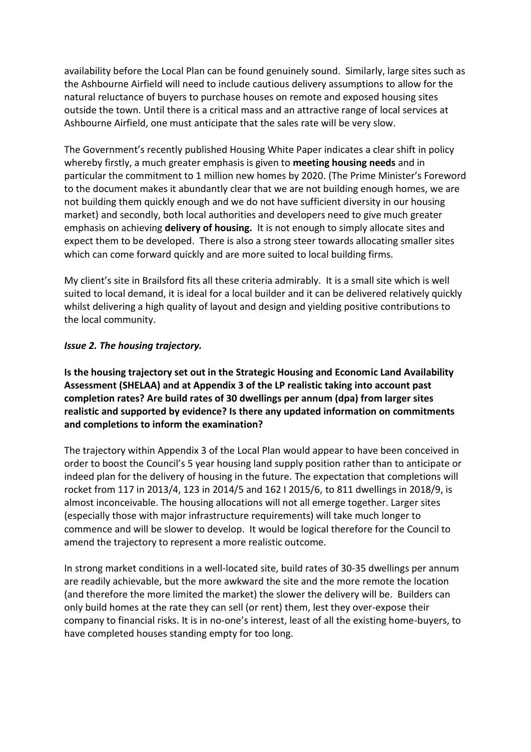availability before the Local Plan can be found genuinely sound. Similarly, large sites such as the Ashbourne Airfield will need to include cautious delivery assumptions to allow for the natural reluctance of buyers to purchase houses on remote and exposed housing sites outside the town. Until there is a critical mass and an attractive range of local services at Ashbourne Airfield, one must anticipate that the sales rate will be very slow.

The Government's recently published Housing White Paper indicates a clear shift in policy whereby firstly, a much greater emphasis is given to **meeting housing needs** and in particular the commitment to 1 million new homes by 2020. (The Prime Minister's Foreword to the document makes it abundantly clear that we are not building enough homes, we are not building them quickly enough and we do not have sufficient diversity in our housing market) and secondly, both local authorities and developers need to give much greater emphasis on achieving **delivery of housing.** It is not enough to simply allocate sites and expect them to be developed. There is also a strong steer towards allocating smaller sites which can come forward quickly and are more suited to local building firms.

My client's site in Brailsford fits all these criteria admirably. It is a small site which is well suited to local demand, it is ideal for a local builder and it can be delivered relatively quickly whilst delivering a high quality of layout and design and yielding positive contributions to the local community.

***Issue 2. The housing trajectory.***

**Is the housing trajectory set out in the Strategic Housing and Economic Land Availability Assessment (SHELAA) and at Appendix 3 of the LP realistic taking into account past completion rates? Are build rates of 30 dwellings per annum (dpa) from larger sites realistic and supported by evidence? Is there any updated information on commitments and completions to inform the examination?**

The trajectory within Appendix 3 of the Local Plan would appear to have been conceived in order to boost the Council's 5 year housing land supply position rather than to anticipate or indeed plan for the delivery of housing in the future. The expectation that completions will rocket from 117 in 2013/4, 123 in 2014/5 and 162 I 2015/6, to 811 dwellings in 2018/9, is almost inconceivable. The housing allocations will not all emerge together. Larger sites (especially those with major infrastructure requirements) will take much longer to commence and will be slower to develop. It would be logical therefore for the Council to amend the trajectory to represent a more realistic outcome.

In strong market conditions in a well-located site, build rates of 30-35 dwellings per annum are readily achievable, but the more awkward the site and the more remote the location (and therefore the more limited the market) the slower the delivery will be. Builders can only build homes at the rate they can sell (or rent) them, lest they over-expose their company to financial risks. It is in no-one's interest, least of all the existing home-buyers, to have completed houses standing empty for too long.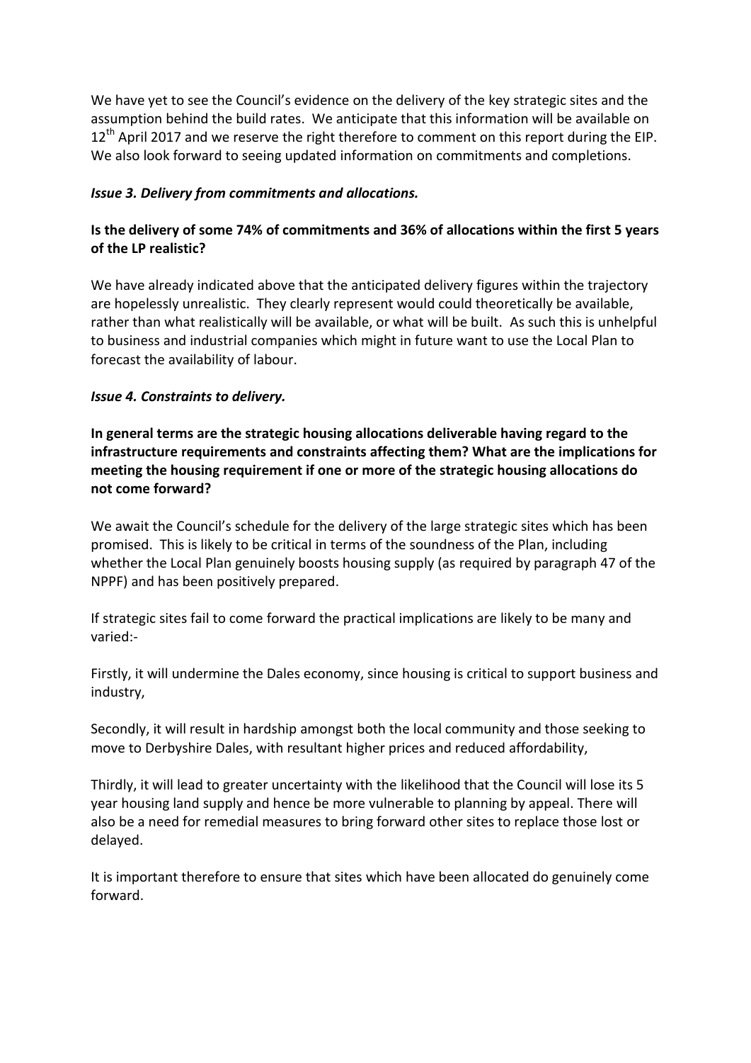We have yet to see the Council's evidence on the delivery of the key strategic sites and the assumption behind the build rates. We anticipate that this information will be available on 12th April 2017 and we reserve the right therefore to comment on this report during the EIP. We also look forward to seeing updated information on commitments and completions.

***Issue 3. Delivery from commitments and allocations.***

**Is the delivery of some 74% of commitments and 36% of allocations within the first 5 years of the LP realistic?**

We have already indicated above that the anticipated delivery figures within the trajectory are hopelessly unrealistic. They clearly represent would could theoretically be available, rather than what realistically will be available, or what will be built. As such this is unhelpful to business and industrial companies which might in future want to use the Local Plan to forecast the availability of labour.

***Issue 4. Constraints to delivery.***

**In general terms are the strategic housing allocations deliverable having regard to the infrastructure requirements and constraints affecting them? What are the implications for meeting the housing requirement if one or more of the strategic housing allocations do not come forward?**

We await the Council's schedule for the delivery of the large strategic sites which has been promised. This is likely to be critical in terms of the soundness of the Plan, including whether the Local Plan genuinely boosts housing supply (as required by paragraph 47 of the NPPF) and has been positively prepared.

If strategic sites fail to come forward the practical implications are likely to be many and varied:-

Firstly, it will undermine the Dales economy, since housing is critical to support business and industry,

Secondly, it will result in hardship amongst both the local community and those seeking to move to Derbyshire Dales, with resultant higher prices and reduced affordability,

Thirdly, it will lead to greater uncertainty with the likelihood that the Council will lose its 5 year housing land supply and hence be more vulnerable to planning by appeal. There will also be a need for remedial measures to bring forward other sites to replace those lost or delayed.

It is important therefore to ensure that sites which have been allocated do genuinely come forward.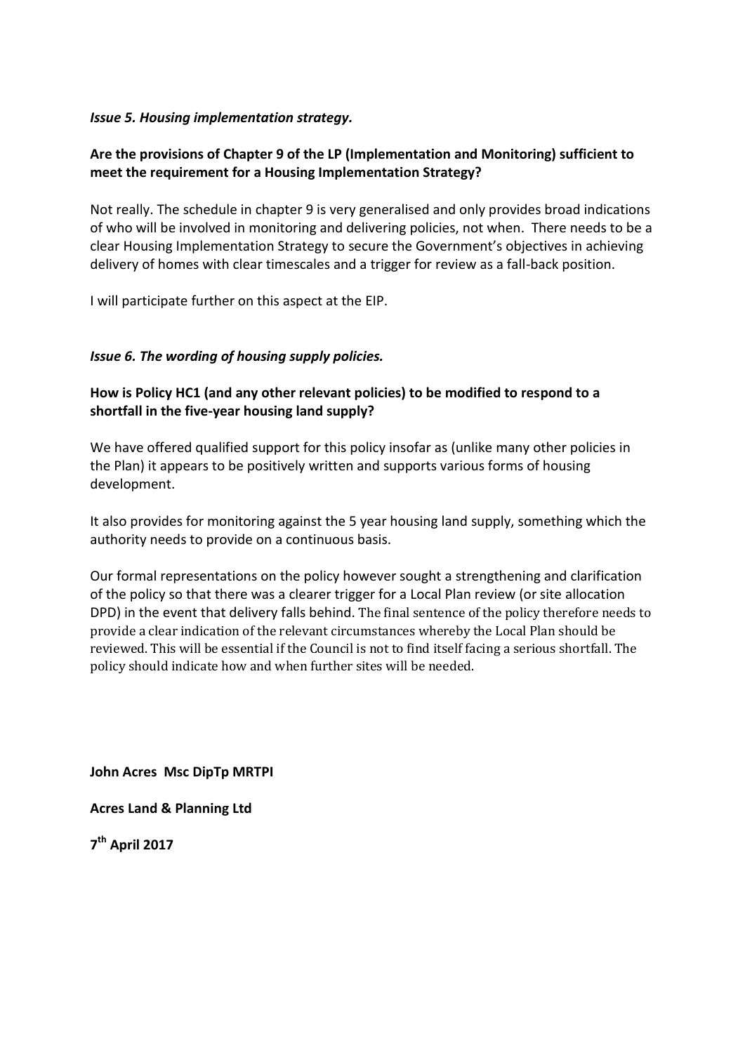***Issue 5. Housing implementation strategy.***

**Are the provisions of Chapter 9 of the LP (Implementation and Monitoring) sufficient to meet the requirement for a Housing Implementation Strategy?**

Not really. The schedule in chapter 9 is very generalised and only provides broad indications of who will be involved in monitoring and delivering policies, not when. There needs to be a clear Housing Implementation Strategy to secure the Government's objectives in achieving delivery of homes with clear timescales and a trigger for review as a fall-back position.

I will participate further on this aspect at the EIP.

***Issue 6. The wording of housing supply policies.***

**How is Policy HC1 (and any other relevant policies) to be modified to respond to a shortfall in the five-year housing land supply?**

We have offered qualified support for this policy insofar as (unlike many other policies in the Plan) it appears to be positively written and supports various forms of housing development.

It also provides for monitoring against the 5 year housing land supply, something which the authority needs to provide on a continuous basis.

Our formal representations on the policy however sought a strengthening and clarification of the policy so that there was a clearer trigger for a Local Plan review (or site allocation DPD) in the event that delivery falls behind. The final sentence of the policy therefore needs to provide a clear indication of the relevant circumstances whereby the Local Plan should be reviewed. This will be essential if the Council is not to find itself facing a serious shortfall. The policy should indicate how and when further sites will be needed.

**John Acres Msc DipTp MRTPI**

**Acres Land & Planning Ltd**

**7th April 2017**